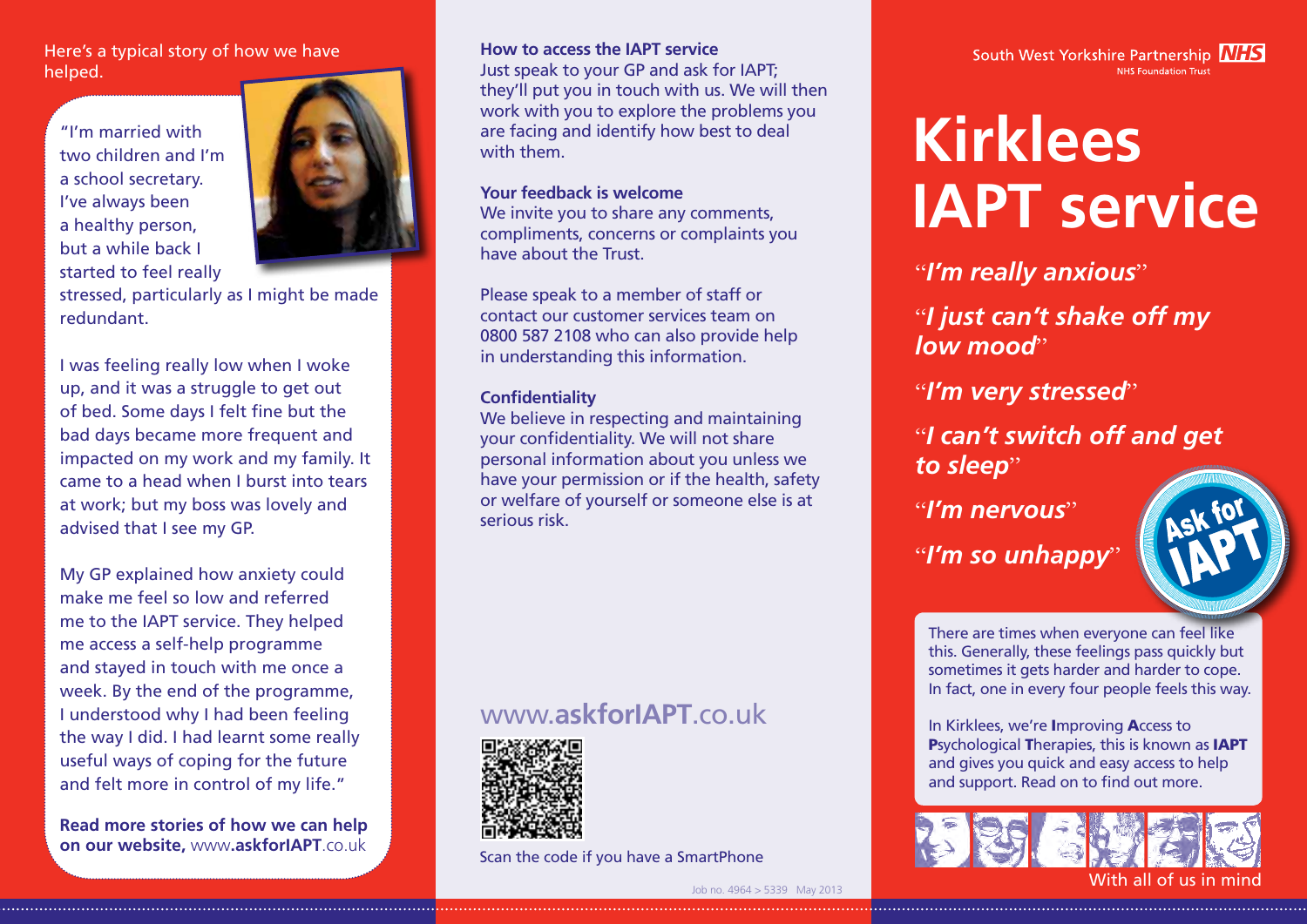Here's a typical story of how we have helped.

"I'm married with two children and I'm a school secretary. I've always been a healthy person, but a while back I started to feel really stressed, particularly as I might be made redundant.

I was feeling really low when I woke up, and it was a struggle to get out of bed. Some days I felt fine but the bad days became more frequent and impacted on my work and my family. It came to a head when I burst into tears at work; but my boss was lovely and advised that I see my GP.

My GP explained how anxiety could make me feel so low and referred me to the IAPT service. They helped me access a self-help programme and stayed in touch with me once a week. By the end of the programme, I understood why I had been feeling the way I did. I had learnt some really useful ways of coping for the future and felt more in control of my life."

**Read more stories of how we can help on our website,** www.**askforIAPT**.co.uk

**How to access the IAPT service**

Just speak to your GP and ask for IAPT; they'll put you in touch with us. We will then work with you to explore the problems you are facing and identify how best to deal with them.

**Your feedback is welcome**

We invite you to share any comments, compliments, concerns or complaints you have about the Trust.

Please speak to a member of staff or contact our customer services team on 0800 587 2108 who can also provide help in understanding this information.

**Confidentiality**

We believe in respecting and maintaining your confidentiality. We will not share personal information about you unless we have your permission or if the health, safety or welfare of yourself or someone else is at serious risk.

www.**askforIAPT**.co.uk

Scan the code if you have a SmartPhone

Job no. 4964 > 5339 May 2013

South West Yorkshire Partnership NHS Foundation Trust

# Kirklees IAPT service

"*I'm really anxious*"

"*I just can't shake off my low mood*"

"*I'm very stressed*"

"*I can't switch off and get to sleep*"

"*I'm nervous*"

"*I'm so unhappy*"

Ask for IAPT

There are times when everyone can feel like this. Generally, these feelings pass quickly but sometimes it gets harder and harder to cope. In fact, one in every four people feels this way.

In Kirklees, we're **I**mproving **A**ccess to **P**sychological **T**herapies, this is known as **IAPT** and gives you quick and easy access to help and support. Read on to find out more.

With all of us in mind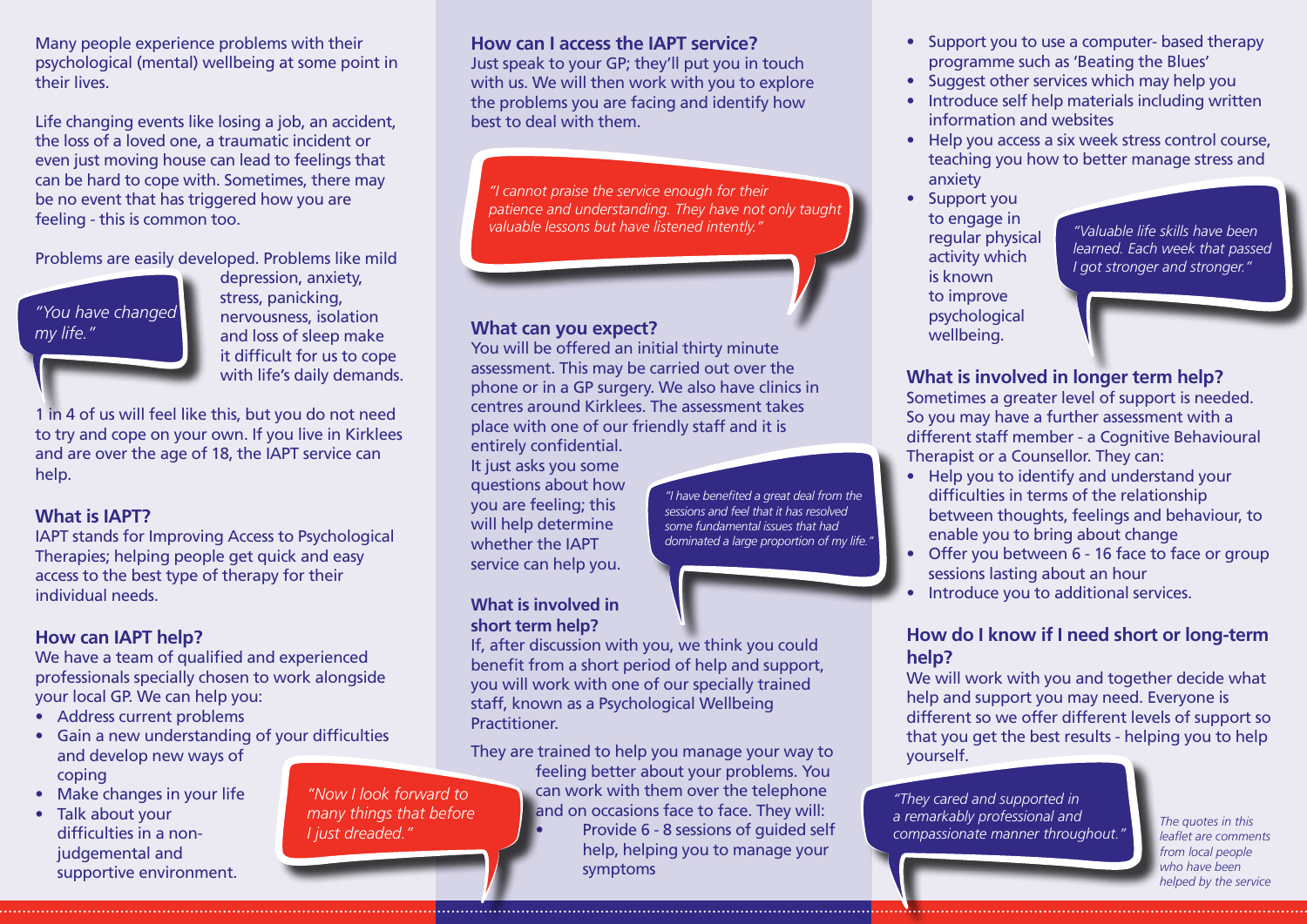Many people experience problems with their psychological (mental) wellbeing at some point in their lives.

Life changing events like losing a job, an accident, the loss of a loved one, a traumatic incident or even just moving house can lead to feelings that can be hard to cope with. Sometimes, there may be no event that has triggered how you are feeling - this is common too.

Problems are easily developed. Problems like mild depression, anxiety, stress, panicking, nervousness, isolation and loss of sleep make it difficult for us to cope with life's daily demands.

*"You have changed my life."*

1 in 4 of us will feel like this, but you do not need to try and cope on your own. If you live in Kirklees and are over the age of 18, the IAPT service can help.

## What is IAPT?

IAPT stands for Improving Access to Psychological Therapies; helping people get quick and easy access to the best type of therapy for their individual needs.

## How can IAPT help?

We have a team of qualified and experienced professionals specially chosen to work alongside your local GP. We can help you:

- Address current problems
- Gain a new understanding of your difficulties and develop new ways of coping
- Make changes in your life
- Talk about your difficulties in a non-judgemental and supportive environment.

*"Now I look forward to many things that before I just dreaded."*

## How can I access the IAPT service?

Just speak to your GP; they'll put you in touch with us. We will then work with you to explore the problems you are facing and identify how best to deal with them.

*"I cannot praise the service enough for their patience and understanding. They have not only taught valuable lessons but have listened intently."*

## What can you expect?

You will be offered an initial thirty minute assessment. This may be carried out over the phone or in a GP surgery. We also have clinics in centres around Kirklees. The assessment takes place with one of our friendly staff and it is entirely confidential.
It just asks you some questions about how you are feeling; this will help determine whether the IAPT service can help you.

*"I have benefited a great deal from the sessions and feel that it has resolved some fundamental issues that had dominated a large proportion of my life."*

## What is involved in short term help?

If, after discussion with you, we think you could benefit from a short period of help and support, you will work with one of our specially trained staff, known as a Psychological Wellbeing Practitioner.

They are trained to help you manage your way to feeling better about your problems. You can work with them over the telephone and on occasions face to face. They will:

- Provide 6 - 8 sessions of guided self help, helping you to manage your symptoms
- Support you to use a computer- based therapy programme such as 'Beating the Blues'
- Suggest other services which may help you
- Introduce self help materials including written information and websites
- Help you access a six week stress control course, teaching you how to better manage stress and anxiety
- Support you to engage in regular physical activity which is known to improve psychological wellbeing.

*"Valuable life skills have been learned. Each week that passed I got stronger and stronger."*

## What is involved in longer term help?

Sometimes a greater level of support is needed. So you may have a further assessment with a different staff member - a Cognitive Behavioural Therapist or a Counsellor. They can:

- Help you to identify and understand your difficulties in terms of the relationship between thoughts, feelings and behaviour, to enable you to bring about change
- Offer you between 6 - 16 face to face or group sessions lasting about an hour
- Introduce you to additional services.

## How do I know if I need short or long-term help?

We will work with you and together decide what help and support you may need. Everyone is different so we offer different levels of support so that you get the best results - helping you to help yourself.

*"They cared and supported in a remarkably professional and compassionate manner throughout."*

*The quotes in this leaflet are comments from local people who have been helped by the service*